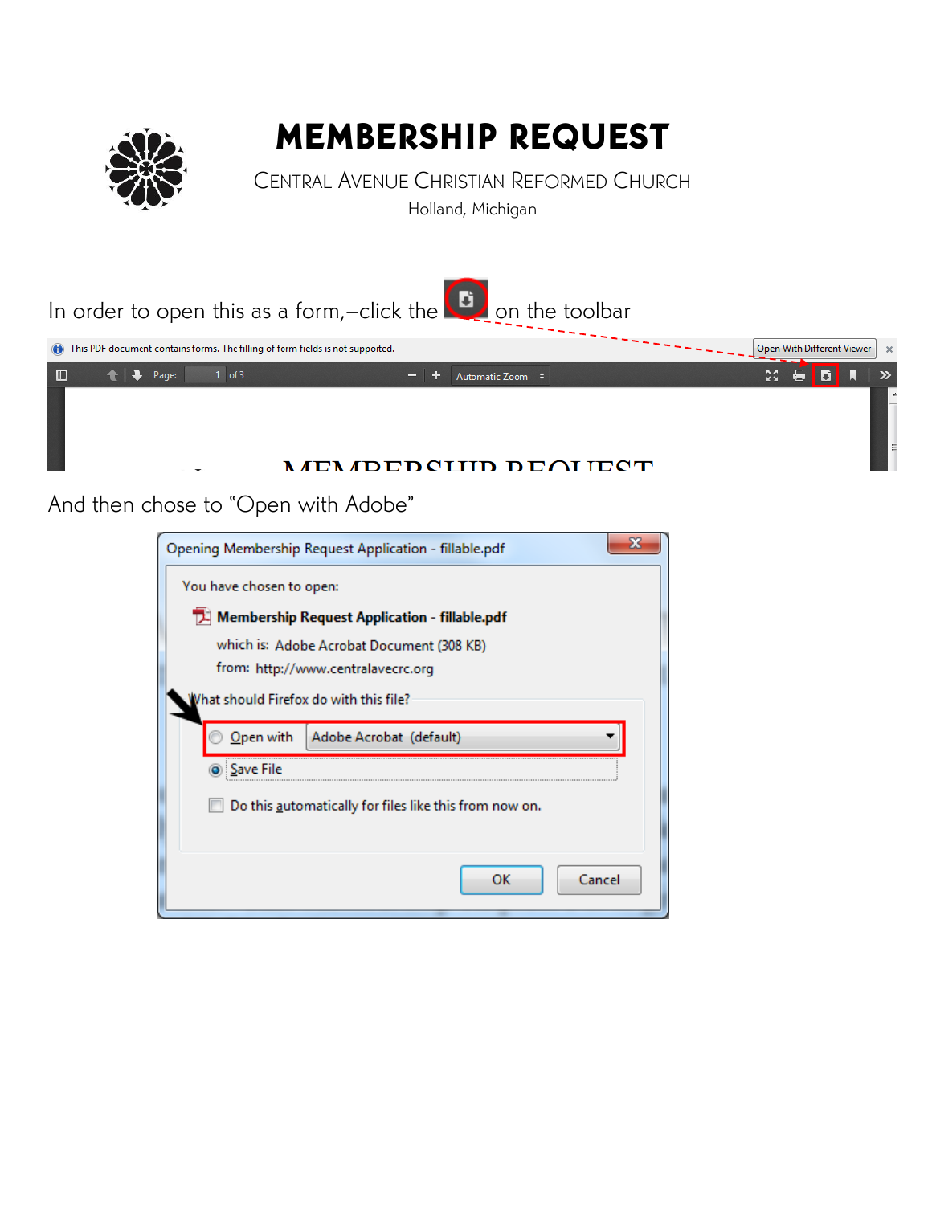# MEMBERSHIP REQUEST

CENTRAL AVENUE CHRISTIAN REFORMED CHURCH

Holland, Michigan

In order to open this as a form,–click the on the toolbar

And then chose to "Open with Adobe"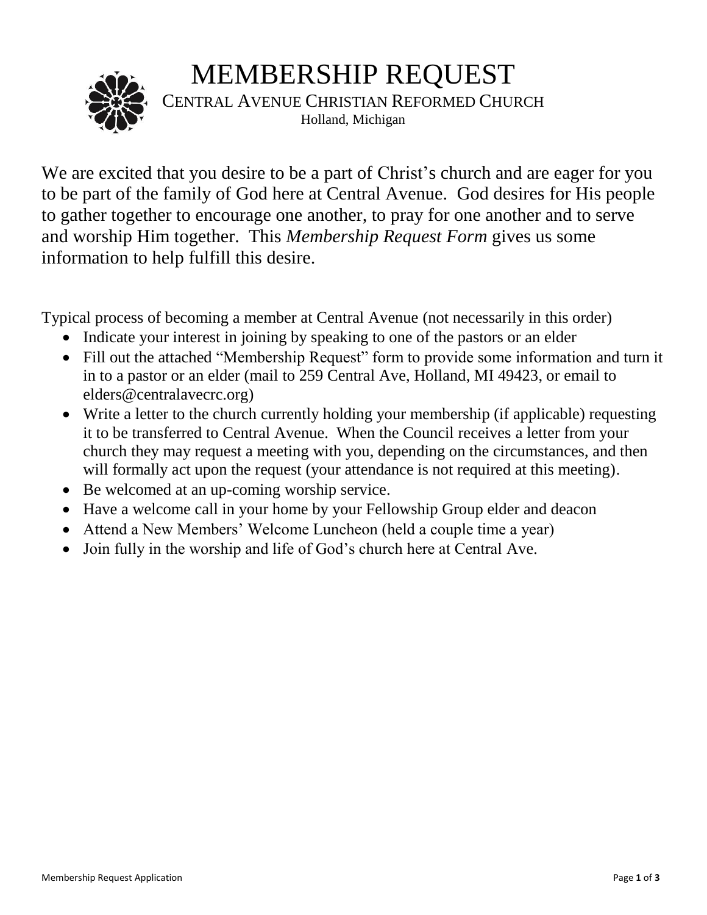# MEMBERSHIP REQUEST

CENTRAL AVENUE CHRISTIAN REFORMED CHURCH

Holland, Michigan

We are excited that you desire to be a part of Christ's church and are eager for you to be part of the family of God here at Central Avenue. God desires for His people to gather together to encourage one another, to pray for one another and to serve and worship Him together. This *Membership Request Form* gives us some information to help fulfill this desire.

Typical process of becoming a member at Central Avenue (not necessarily in this order)

- Indicate your interest in joining by speaking to one of the pastors or an elder
- Fill out the attached "Membership Request" form to provide some information and turn it in to a pastor or an elder (mail to 259 Central Ave, Holland, MI 49423, or email to elders@centralavecrc.org)
- Write a letter to the church currently holding your membership (if applicable) requesting it to be transferred to Central Avenue. When the Council receives a letter from your church they may request a meeting with you, depending on the circumstances, and then will formally act upon the request (your attendance is not required at this meeting).
- Be welcomed at an up-coming worship service.
- Have a welcome call in your home by your Fellowship Group elder and deacon
- Attend a New Members' Welcome Luncheon (held a couple time a year)
- Join fully in the worship and life of God's church here at Central Ave.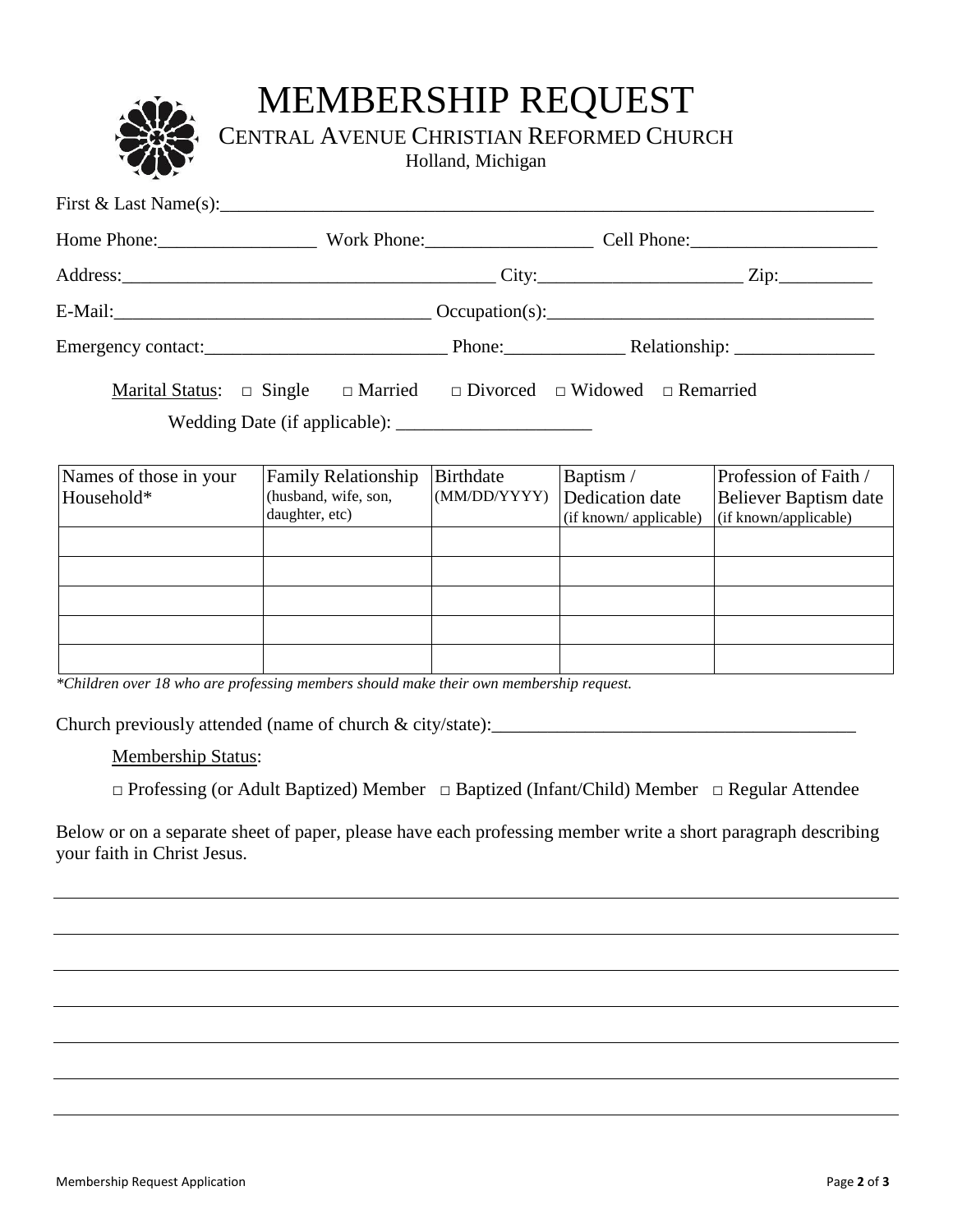# MEMBERSHIP REQUEST

## CENTRAL AVENUE CHRISTIAN REFORMED CHURCH

Holland, Michigan

First & Last Name(s):_______________________________________________________________________

Home Phone:_________________ Work Phone:__________________ Cell Phone:____________________

Address:_______________________________________ City:______________________ Zip:__________

E-Mail:__________________________________ Occupation(s):___________________________________

Emergency contact:__________________________ Phone:_____________ Relationship: _______________

Marital Status: □ Single □ Married □ Divorced □ Widowed □ Remarried

Wedding Date (if applicable): _____________________

| Names of those in your Household* | Family Relationship (husband, wife, son, daughter, etc) | Birthdate (MM/DD/YYYY) | Baptism / Dedication date (if known/ applicable) | Profession of Faith / Believer Baptism date (if known/applicable) |
|---|---|---|---|---|
| | | | | |
| | | | | |
| | | | | |
| | | | | |
| | | | | |

*\*Children over 18 who are professing members should make their own membership request.*

Church previously attended (name of church & city/state):_______________________________________

Membership Status:

□ Professing (or Adult Baptized) Member □ Baptized (Infant/Child) Member □ Regular Attendee

Below or on a separate sheet of paper, please have each professing member write a short paragraph describing your faith in Christ Jesus.

___________________________________________________________________________________________

___________________________________________________________________________________________

___________________________________________________________________________________________

___________________________________________________________________________________________

___________________________________________________________________________________________

___________________________________________________________________________________________

___________________________________________________________________________________________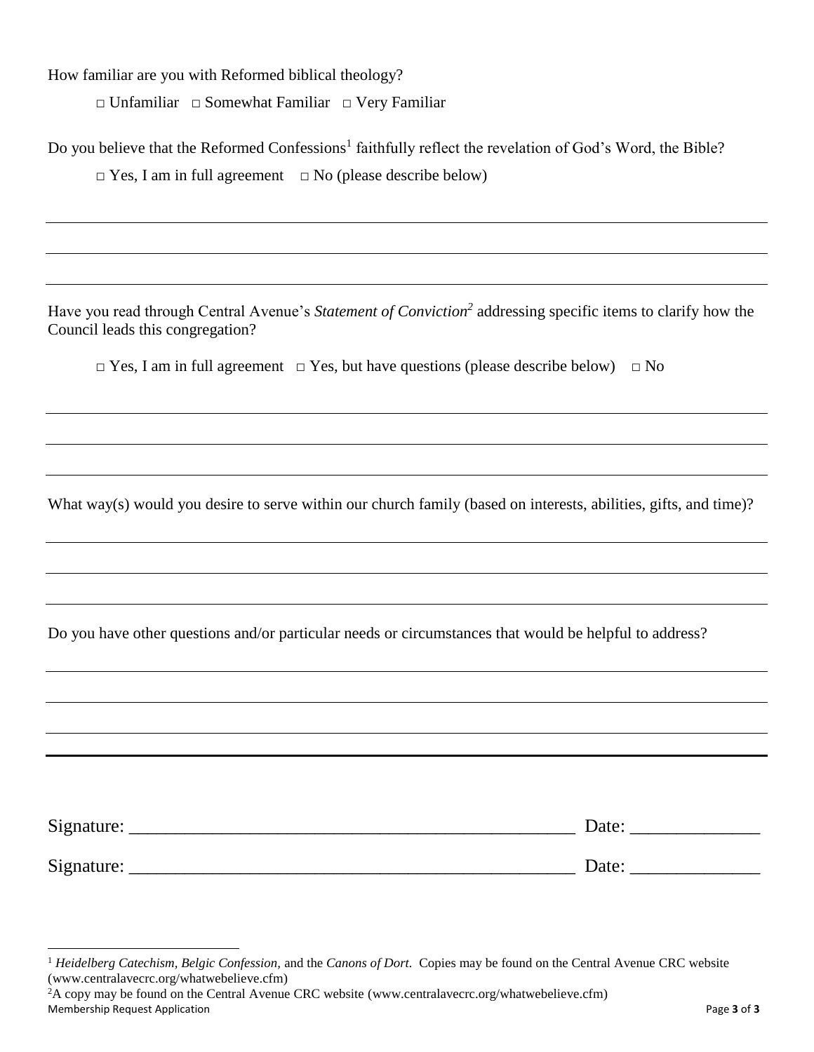How familiar are you with Reformed biblical theology?

□ Unfamiliar □ Somewhat Familiar □ Very Familiar

Do you believe that the Reformed Confessions[1] faithfully reflect the revelation of God's Word, the Bible?

□ Yes, I am in full agreement □ No (please describe below)

______________________________________________________________________________

______________________________________________________________________________

______________________________________________________________________________

Have you read through Central Avenue's *Statement of Conviction*[2] addressing specific items to clarify how the Council leads this congregation?

□ Yes, I am in full agreement □ Yes, but have questions (please describe below) □ No

______________________________________________________________________________

______________________________________________________________________________

______________________________________________________________________________

What way(s) would you desire to serve within our church family (based on interests, abilities, gifts, and time)?

______________________________________________________________________________

______________________________________________________________________________

______________________________________________________________________________

Do you have other questions and/or particular needs or circumstances that would be helpful to address?

______________________________________________________________________________

______________________________________________________________________________

______________________________________________________________________________

Signature: ______________________________________________ Date: ______________

Signature: ______________________________________________ Date: ______________

[1] *Heidelberg Catechism, Belgic Confession,* and the *Canons of Dort.* Copies may be found on the Central Avenue CRC website (www.centralavecrc.org/whatwebelieve.cfm)

[2] A copy may be found on the Central Avenue CRC website (www.centralavecrc.org/whatwebelieve.cfm)